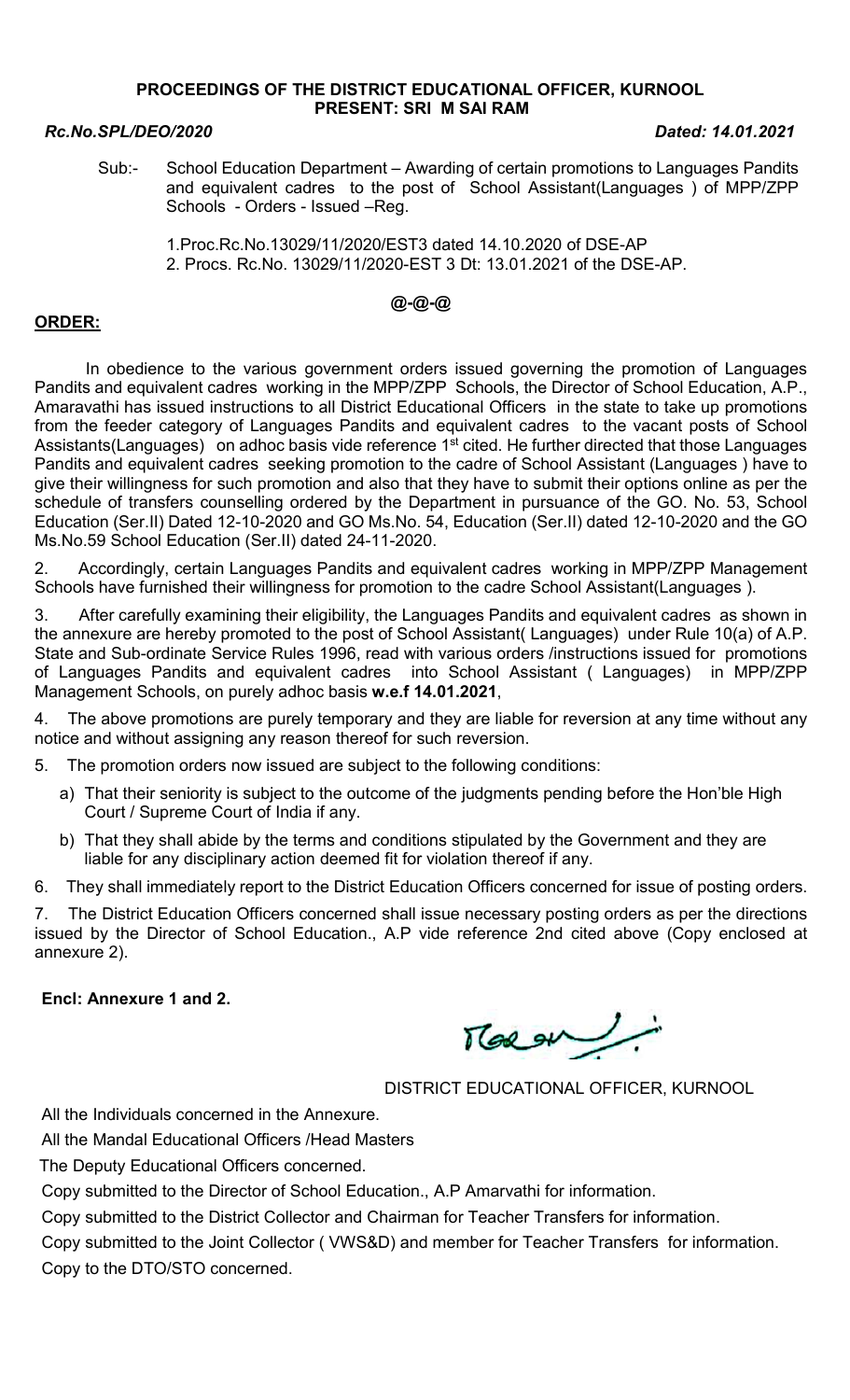**PROCEEDINGS OF THE DISTRICT EDUCATIONAL OFFICER, KURNOOL**
**PRESENT: SRI M SAI RAM**

***Rc.No.SPL/DEO/2020*** ***Dated: 14.01.2021***

Sub:- School Education Department – Awarding of certain promotions to Languages Pandits and equivalent cadres to the post of School Assistant(Languages ) of MPP/ZPP Schools - Orders - Issued –Reg.

1.Proc.Rc.No.13029/11/2020/EST3 dated 14.10.2020 of DSE-AP
2. Procs. Rc.No. 13029/11/2020-EST 3 Dt: 13.01.2021 of the DSE-AP.

**@-@-@**

**ORDER:**

In obedience to the various government orders issued governing the promotion of Languages Pandits and equivalent cadres working in the MPP/ZPP Schools, the Director of School Education, A.P., Amaravathi has issued instructions to all District Educational Officers in the state to take up promotions from the feeder category of Languages Pandits and equivalent cadres to the vacant posts of School Assistants(Languages) on adhoc basis vide reference 1st cited. He further directed that those Languages Pandits and equivalent cadres seeking promotion to the cadre of School Assistant (Languages ) have to give their willingness for such promotion and also that they have to submit their options online as per the schedule of transfers counselling ordered by the Department in pursuance of the GO. No. 53, School Education (Ser.II) Dated 12-10-2020 and GO Ms.No. 54, Education (Ser.II) dated 12-10-2020 and the GO Ms.No.59 School Education (Ser.II) dated 24-11-2020.

2. Accordingly, certain Languages Pandits and equivalent cadres working in MPP/ZPP Management Schools have furnished their willingness for promotion to the cadre School Assistant(Languages ).

3. After carefully examining their eligibility, the Languages Pandits and equivalent cadres as shown in the annexure are hereby promoted to the post of School Assistant( Languages) under Rule 10(a) of A.P. State and Sub-ordinate Service Rules 1996, read with various orders /instructions issued for promotions of Languages Pandits and equivalent cadres into School Assistant ( Languages) in MPP/ZPP Management Schools, on purely adhoc basis **w.e.f 14.01.2021**,

4. The above promotions are purely temporary and they are liable for reversion at any time without any notice and without assigning any reason thereof for such reversion.

5. The promotion orders now issued are subject to the following conditions:

a) That their seniority is subject to the outcome of the judgments pending before the Hon'ble High Court / Supreme Court of India if any.

b) That they shall abide by the terms and conditions stipulated by the Government and they are liable for any disciplinary action deemed fit for violation thereof if any.

6. They shall immediately report to the District Education Officers concerned for issue of posting orders.

7. The District Education Officers concerned shall issue necessary posting orders as per the directions issued by the Director of School Education., A.P vide reference 2nd cited above (Copy enclosed at annexure 2).

**Encl: Annexure 1 and 2.**

DISTRICT EDUCATIONAL OFFICER, KURNOOL

All the Individuals concerned in the Annexure.

All the Mandal Educational Officers /Head Masters

The Deputy Educational Officers concerned.

Copy submitted to the Director of School Education., A.P Amarvathi for information.

Copy submitted to the District Collector and Chairman for Teacher Transfers for information.

Copy submitted to the Joint Collector ( VWS&D) and member for Teacher Transfers for information.

Copy to the DTO/STO concerned.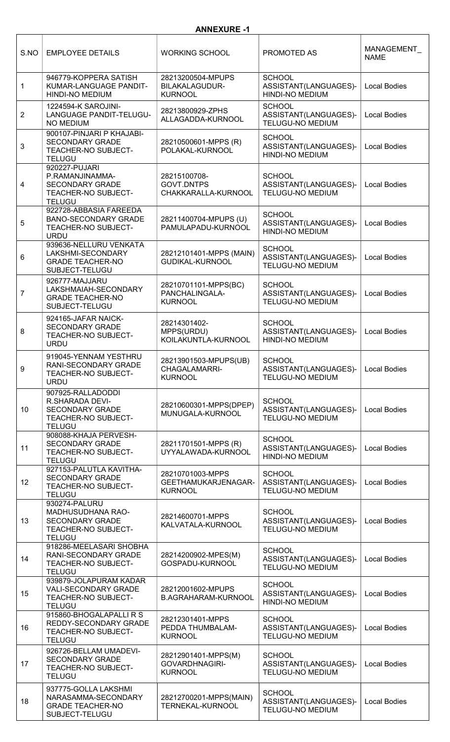**ANNEXURE -1**

| S.NO | EMPLOYEE DETAILS | WORKING SCHOOL | PROMOTED AS | MANAGEMENT_NAME |
|---|---|---|---|---|
| 1 | 946779-KOPPERA SATISH KUMAR-LANGUAGE PANDIT-HINDI-NO MEDIUM | 28213200504-MPUPS BILAKALAGUDUR-KURNOOL | SCHOOL ASSISTANT(LANGUAGES)-HINDI-NO MEDIUM | Local Bodies |
| 2 | 1224594-K SAROJINI-LANGUAGE PANDIT-TELUGU-NO MEDIUM | 28213800929-ZPHS ALLAGADDA-KURNOOL | SCHOOL ASSISTANT(LANGUAGES)-TELUGU-NO MEDIUM | Local Bodies |
| 3 | 900107-PINJARI P KHAJABI-SECONDARY GRADE TEACHER-NO SUBJECT-TELUGU | 28210500601-MPPS (R) POLAKAL-KURNOOL | SCHOOL ASSISTANT(LANGUAGES)-HINDI-NO MEDIUM | Local Bodies |
| 4 | 920227-PUJARI P.RAMANJINAMMA-SECONDARY GRADE TEACHER-NO SUBJECT-TELUGU | 28215100708-GOVT.DNTPS CHAKKARALLA-KURNOOL | SCHOOL ASSISTANT(LANGUAGES)-TELUGU-NO MEDIUM | Local Bodies |
| 5 | 922728-ABBASIA FAREEDA BANO-SECONDARY GRADE TEACHER-NO SUBJECT-URDU | 28211400704-MPUPS (U) PAMULAPADU-KURNOOL | SCHOOL ASSISTANT(LANGUAGES)-HINDI-NO MEDIUM | Local Bodies |
| 6 | 939636-NELLURU VENKATA LAKSHMI-SECONDARY GRADE TEACHER-NO SUBJECT-TELUGU | 28212101401-MPPS (MAIN) GUDIKAL-KURNOOL | SCHOOL ASSISTANT(LANGUAGES)-TELUGU-NO MEDIUM | Local Bodies |
| 7 | 926777-MAJJARU LAKSHMAIAH-SECONDARY GRADE TEACHER-NO SUBJECT-TELUGU | 28210701101-MPPS(BC) PANCHALINGALA-KURNOOL | SCHOOL ASSISTANT(LANGUAGES)-TELUGU-NO MEDIUM | Local Bodies |
| 8 | 924165-JAFAR NAICK-SECONDARY GRADE TEACHER-NO SUBJECT-URDU | 28214301402-MPPS(URDU) KOILAKUNTLA-KURNOOL | SCHOOL ASSISTANT(LANGUAGES)-HINDI-NO MEDIUM | Local Bodies |
| 9 | 919045-YENNAM YESTHRU RANI-SECONDARY GRADE TEACHER-NO SUBJECT-URDU | 28213901503-MPUPS(UB) CHAGALAMARRI-KURNOOL | SCHOOL ASSISTANT(LANGUAGES)-TELUGU-NO MEDIUM | Local Bodies |
| 10 | 907925-RALLADODDI R.SHARADA DEVI-SECONDARY GRADE TEACHER-NO SUBJECT-TELUGU | 28210600301-MPPS(DPEP) MUNUGALA-KURNOOL | SCHOOL ASSISTANT(LANGUAGES)-TELUGU-NO MEDIUM | Local Bodies |
| 11 | 908088-KHAJA PERVESH-SECONDARY GRADE TEACHER-NO SUBJECT-TELUGU | 28211701501-MPPS (R) UYYALAWADA-KURNOOL | SCHOOL ASSISTANT(LANGUAGES)-HINDI-NO MEDIUM | Local Bodies |
| 12 | 927153-PALUTLA KAVITHA-SECONDARY GRADE TEACHER-NO SUBJECT-TELUGU | 28210701003-MPPS GEETHAMUKARJENAGAR-KURNOOL | SCHOOL ASSISTANT(LANGUAGES)-TELUGU-NO MEDIUM | Local Bodies |
| 13 | 930274-PALURU MADHUSUDHANA RAO-SECONDARY GRADE TEACHER-NO SUBJECT-TELUGU | 28214600701-MPPS KALVATALA-KURNOOL | SCHOOL ASSISTANT(LANGUAGES)-TELUGU-NO MEDIUM | Local Bodies |
| 14 | 918286-MEELASARI SHOBHA RANI-SECONDARY GRADE TEACHER-NO SUBJECT-TELUGU | 28214200902-MPES(M) GOSPADU-KURNOOL | SCHOOL ASSISTANT(LANGUAGES)-TELUGU-NO MEDIUM | Local Bodies |
| 15 | 939879-JOLAPURAM KADAR VALI-SECONDARY GRADE TEACHER-NO SUBJECT-TELUGU | 28212001602-MPUPS B.AGRAHARAM-KURNOOL | SCHOOL ASSISTANT(LANGUAGES)-HINDI-NO MEDIUM | Local Bodies |
| 16 | 915860-BHOGALAPALLI R S REDDY-SECONDARY GRADE TEACHER-NO SUBJECT-TELUGU | 28212301401-MPPS PEDDA THUMBALAM-KURNOOL | SCHOOL ASSISTANT(LANGUAGES)-TELUGU-NO MEDIUM | Local Bodies |
| 17 | 926726-BELLAM UMADEVI-SECONDARY GRADE TEACHER-NO SUBJECT-TELUGU | 28212901401-MPPS(M) GOVARDHNAGIRI-KURNOOL | SCHOOL ASSISTANT(LANGUAGES)-TELUGU-NO MEDIUM | Local Bodies |
| 18 | 937775-GOLLA LAKSHMI NARASAMMA-SECONDARY GRADE TEACHER-NO SUBJECT-TELUGU | 28212700201-MPPS(MAIN) TERNEKAL-KURNOOL | SCHOOL ASSISTANT(LANGUAGES)-TELUGU-NO MEDIUM | Local Bodies |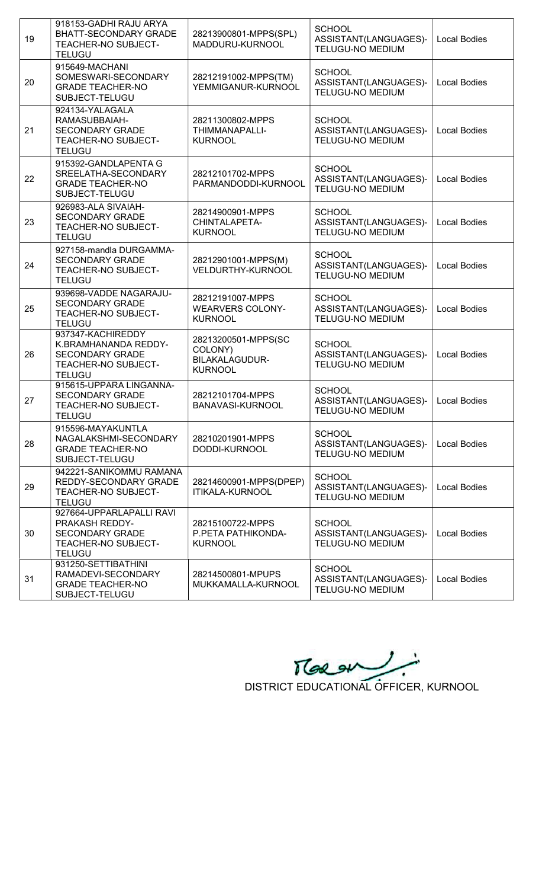| | | | | |
|---|---|---|---|---|
| 19 | 918153-GADHI RAJU ARYA BHATT-SECONDARY GRADE TEACHER-NO SUBJECT-TELUGU | 28213900801-MPPS(SPL) MADDURU-KURNOOL | SCHOOL ASSISTANT(LANGUAGES)-TELUGU-NO MEDIUM | Local Bodies |
| 20 | 915649-MACHANI SOMESWARI-SECONDARY GRADE TEACHER-NO SUBJECT-TELUGU | 28212191002-MPPS(TM) YEMMIGANUR-KURNOOL | SCHOOL ASSISTANT(LANGUAGES)-TELUGU-NO MEDIUM | Local Bodies |
| 21 | 924134-YALAGALA RAMASUBBAIAH-SECONDARY GRADE TEACHER-NO SUBJECT-TELUGU | 28211300802-MPPS THIMMANAPALLI-KURNOOL | SCHOOL ASSISTANT(LANGUAGES)-TELUGU-NO MEDIUM | Local Bodies |
| 22 | 915392-GANDLAPENTA G SREELATHA-SECONDARY GRADE TEACHER-NO SUBJECT-TELUGU | 28212101702-MPPS PARMANDODDI-KURNOOL | SCHOOL ASSISTANT(LANGUAGES)-TELUGU-NO MEDIUM | Local Bodies |
| 23 | 926983-ALA SIVAIAH-SECONDARY GRADE TEACHER-NO SUBJECT-TELUGU | 28214900901-MPPS CHINTALAPETA-KURNOOL | SCHOOL ASSISTANT(LANGUAGES)-TELUGU-NO MEDIUM | Local Bodies |
| 24 | 927158-mandla DURGAMMA-SECONDARY GRADE TEACHER-NO SUBJECT-TELUGU | 28212901001-MPPS(M) VELDURTHY-KURNOOL | SCHOOL ASSISTANT(LANGUAGES)-TELUGU-NO MEDIUM | Local Bodies |
| 25 | 939698-VADDE NAGARAJU-SECONDARY GRADE TEACHER-NO SUBJECT-TELUGU | 28212191007-MPPS WEARVERS COLONY-KURNOOL | SCHOOL ASSISTANT(LANGUAGES)-TELUGU-NO MEDIUM | Local Bodies |
| 26 | 937347-KACHIREDDY K.BRAMHANANDA REDDY-SECONDARY GRADE TEACHER-NO SUBJECT-TELUGU | 28213200501-MPPS(SC COLONY) BILAKALAGUDUR-KURNOOL | SCHOOL ASSISTANT(LANGUAGES)-TELUGU-NO MEDIUM | Local Bodies |
| 27 | 915615-UPPARA LINGANNA-SECONDARY GRADE TEACHER-NO SUBJECT-TELUGU | 28212101704-MPPS BANAVASI-KURNOOL | SCHOOL ASSISTANT(LANGUAGES)-TELUGU-NO MEDIUM | Local Bodies |
| 28 | 915596-MAYAKUNTLA NAGALAKSHMI-SECONDARY GRADE TEACHER-NO SUBJECT-TELUGU | 28210201901-MPPS DODDI-KURNOOL | SCHOOL ASSISTANT(LANGUAGES)-TELUGU-NO MEDIUM | Local Bodies |
| 29 | 942221-SANIKOMMU RAMANA REDDY-SECONDARY GRADE TEACHER-NO SUBJECT-TELUGU | 28214600901-MPPS(DPEP) ITIKALA-KURNOOL | SCHOOL ASSISTANT(LANGUAGES)-TELUGU-NO MEDIUM | Local Bodies |
| 30 | 927664-UPPARLAPALLI RAVI PRAKASH REDDY-SECONDARY GRADE TEACHER-NO SUBJECT-TELUGU | 28215100722-MPPS P.PETA PATHIKONDA-KURNOOL | SCHOOL ASSISTANT(LANGUAGES)-TELUGU-NO MEDIUM | Local Bodies |
| 31 | 931250-SETTIBATHINI RAMADEVI-SECONDARY GRADE TEACHER-NO SUBJECT-TELUGU | 28214500801-MPUPS MUKKAMALLA-KURNOOL | SCHOOL ASSISTANT(LANGUAGES)-TELUGU-NO MEDIUM | Local Bodies |

DISTRICT EDUCATIONAL OFFICER, KURNOOL